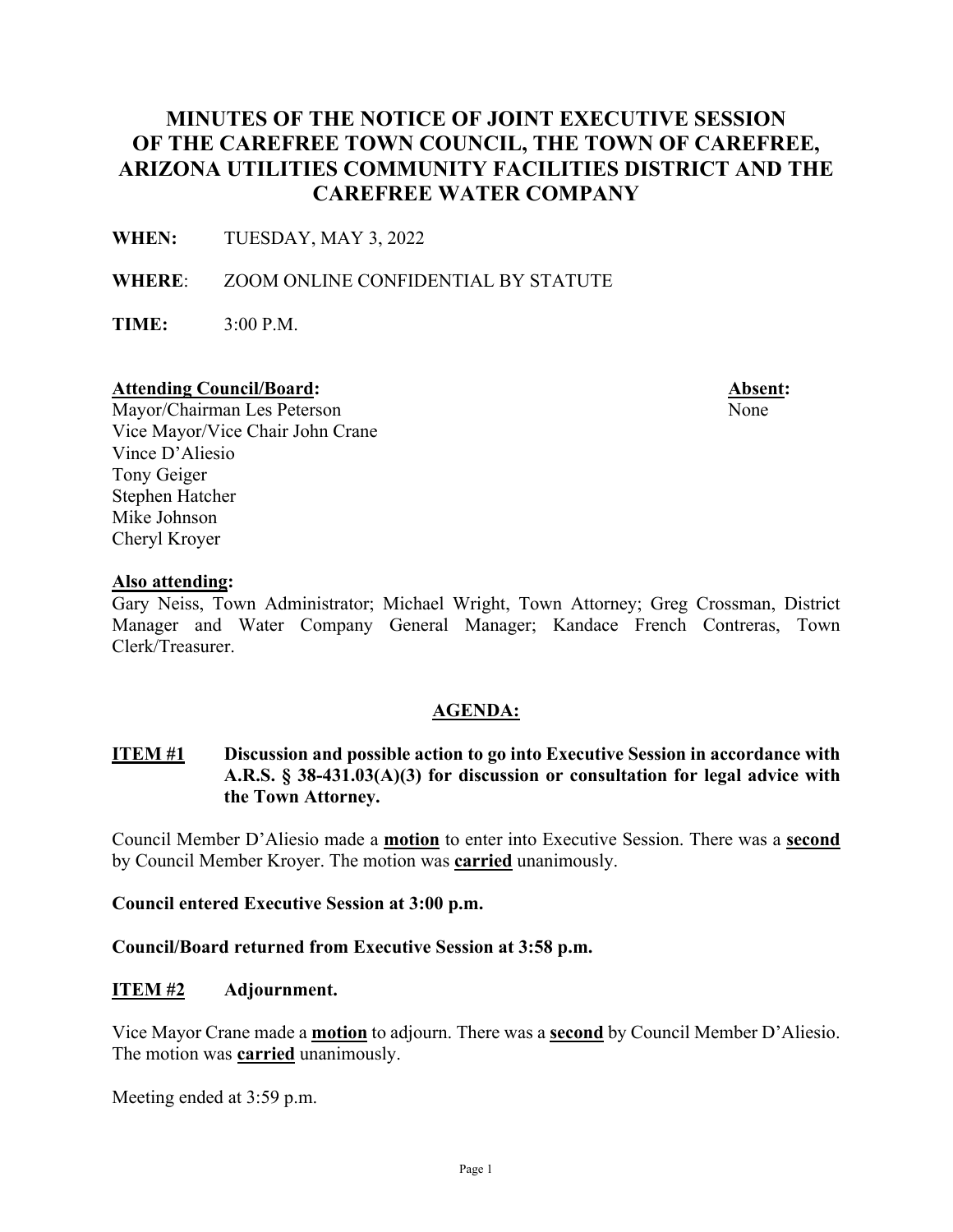# MINUTES OF THE NOTICE OF JOINT EXECUTIVE SESSION OF THE CAREFREE TOWN COUNCIL, THE TOWN OF CAREFREE, ARIZONA UTILITIES COMMUNITY FACILITIES DISTRICT AND THE CAREFREE WATER COMPANY

**WHEN:** TUESDAY, MAY 3, 2022

**WHERE**: ZOOM ONLINE CONFIDENTIAL BY STATUTE

**TIME:** 3:00 P.M.

**Attending Council/Board:**
Mayor/Chairman Les Peterson
Vice Mayor/Vice Chair John Crane
Vince D'Aliesio
Tony Geiger
Stephen Hatcher
Mike Johnson
Cheryl Kroyer

**Absent:**
None

**Also attending:**
Gary Neiss, Town Administrator; Michael Wright, Town Attorney; Greg Crossman, District Manager and Water Company General Manager; Kandace French Contreras, Town Clerk/Treasurer.

## AGENDA:

**ITEM #1 Discussion and possible action to go into Executive Session in accordance with A.R.S. § 38-431.03(A)(3) for discussion or consultation for legal advice with the Town Attorney.**

Council Member D'Aliesio made a **motion** to enter into Executive Session. There was a **second** by Council Member Kroyer. The motion was **carried** unanimously.

**Council entered Executive Session at 3:00 p.m.**

**Council/Board returned from Executive Session at 3:58 p.m.**

**ITEM #2 Adjournment.**

Vice Mayor Crane made a **motion** to adjourn. There was a **second** by Council Member D'Aliesio. The motion was **carried** unanimously.

Meeting ended at 3:59 p.m.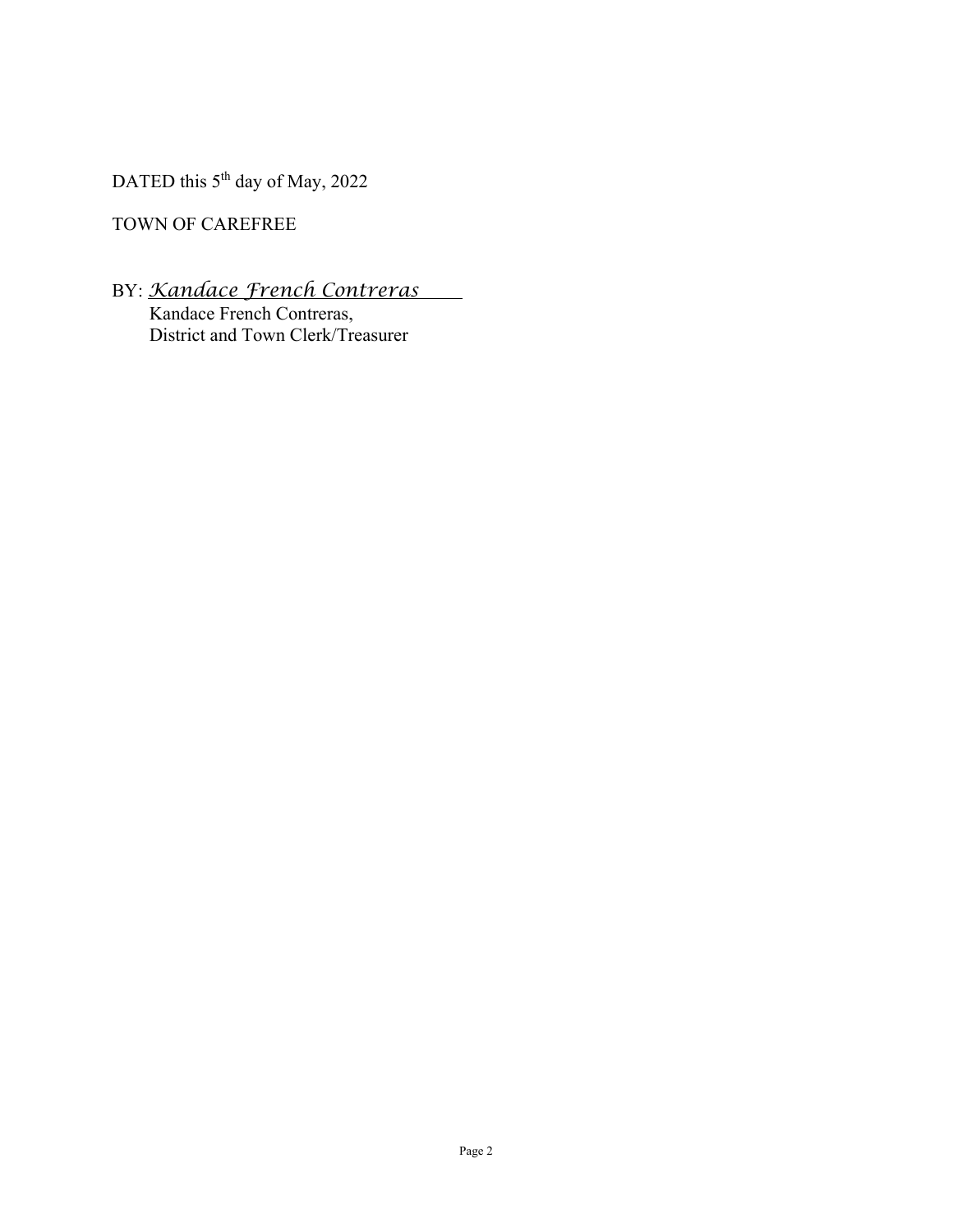DATED this 5th day of May, 2022

TOWN OF CAREFREE

BY: *Kandace French Contreras*

Kandace French Contreras,
District and Town Clerk/Treasurer